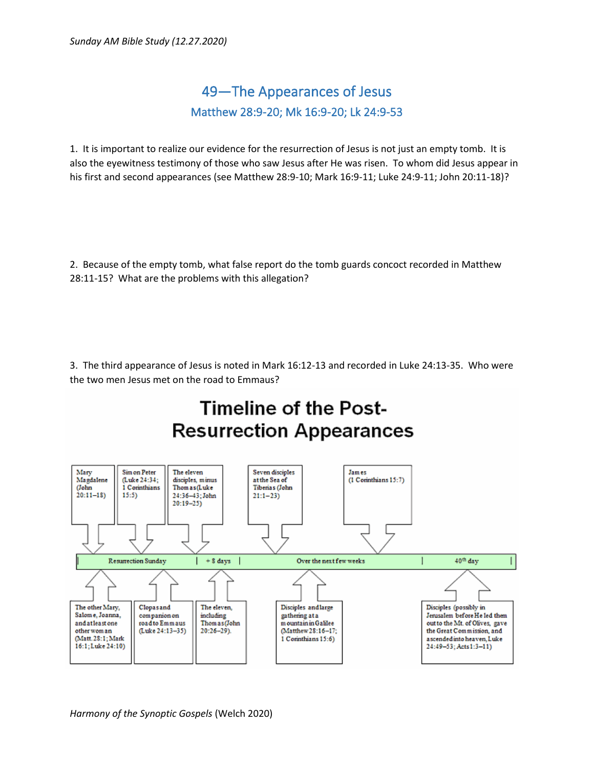# 49—The Appearances of Jesus

## Matthew 28:9-20; Mk 16:9-20; Lk 24:9-53

1. It is important to realize our evidence for the resurrection of Jesus is not just an empty tomb. It is also the eyewitness testimony of those who saw Jesus after He was risen. To whom did Jesus appear in his first and second appearances (see Matthew 28:9-10; Mark 16:9-11; Luke 24:9-11; John 20:11-18)?

2. Because of the empty tomb, what false report do the tomb guards concoct recorded in Matthew 28:11-15? What are the problems with this allegation?

3. The third appearance of Jesus is noted in Mark 16:12-13 and recorded in Luke 24:13-35. Who were the two men Jesus met on the road to Emmaus?

## Timeline of the Post-Resurrection Appearances

**Resurrection Sunday**

- Mary Magdalene (John 20:11–18)
- The other Mary, Salome, Joanna, and at least one other woman (Matt. 28:1; Mark 16:1; Luke 24:10)
- Simon Peter (Luke 24:34; 1 Corinthians 15:5)
- Clopas and companion on road to Emmaus (Luke 24:13–35)
- The eleven disciples, minus Thomas (Luke 24:36–43; John 20:19–25)

**+ 8 days**

- The eleven, including Thomas (John 20:26–29).

**Over the next few weeks**

- Seven disciples at the Sea of Tiberias (John 21:1–23)
- Disciples and large gathering at a mountain in Galilee (Matthew 28:16–17; 1 Corinthians 15:6)
- James (1 Corinthians 15:7)

**40th day**

- Disciples (possibly in Jerusalem before He led them out to the Mt. of Olives, gave the Great Commission, and ascended into heaven, Luke 24:49–53; Acts 1:3–11)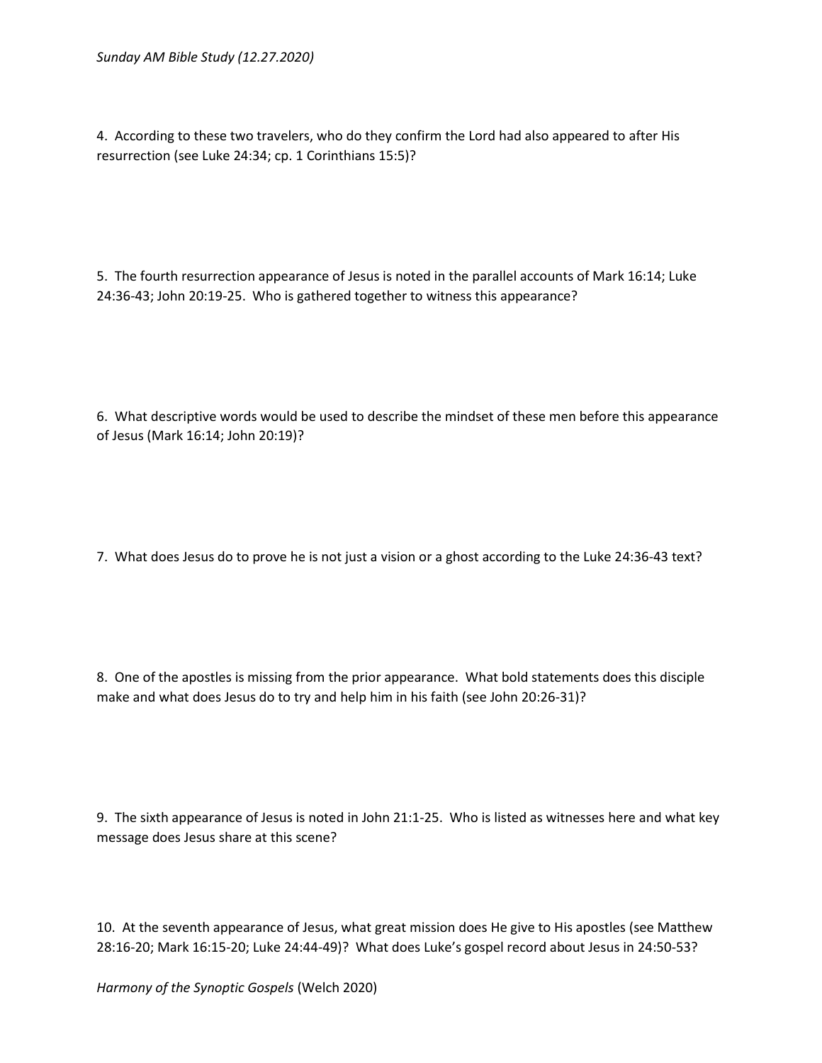4. According to these two travelers, who do they confirm the Lord had also appeared to after His resurrection (see Luke 24:34; cp. 1 Corinthians 15:5)?

5. The fourth resurrection appearance of Jesus is noted in the parallel accounts of Mark 16:14; Luke 24:36-43; John 20:19-25. Who is gathered together to witness this appearance?

6. What descriptive words would be used to describe the mindset of these men before this appearance of Jesus (Mark 16:14; John 20:19)?

7. What does Jesus do to prove he is not just a vision or a ghost according to the Luke 24:36-43 text?

8. One of the apostles is missing from the prior appearance. What bold statements does this disciple make and what does Jesus do to try and help him in his faith (see John 20:26-31)?

9. The sixth appearance of Jesus is noted in John 21:1-25. Who is listed as witnesses here and what key message does Jesus share at this scene?

10. At the seventh appearance of Jesus, what great mission does He give to His apostles (see Matthew 28:16-20; Mark 16:15-20; Luke 24:44-49)? What does Luke's gospel record about Jesus in 24:50-53?